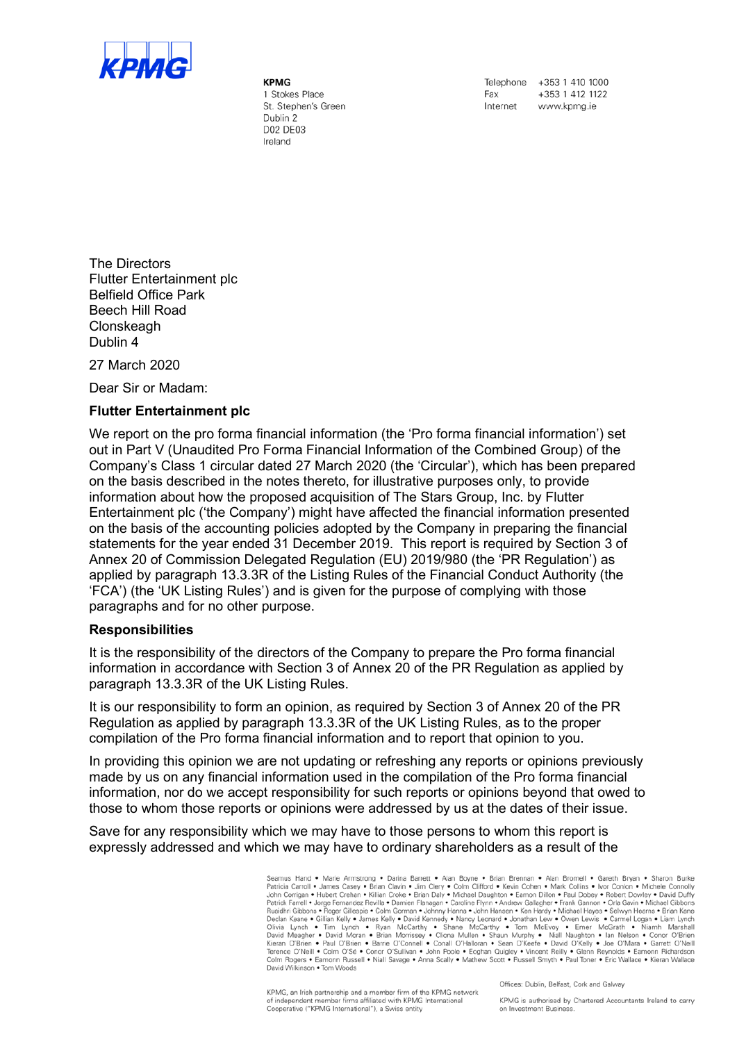KPMG

**KPMG**
1 Stokes Place
St. Stephen's Green
Dublin 2
D02 DE03
Ireland

Telephone +353 1 410 1000
Fax +353 1 412 1122
Internet www.kpmg.ie

The Directors
Flutter Entertainment plc
Belfield Office Park
Beech Hill Road
Clonskeagh
Dublin 4

27 March 2020

Dear Sir or Madam:

**Flutter Entertainment plc**

We report on the pro forma financial information (the 'Pro forma financial information') set out in Part V (Unaudited Pro Forma Financial Information of the Combined Group) of the Company's Class 1 circular dated 27 March 2020 (the 'Circular'), which has been prepared on the basis described in the notes thereto, for illustrative purposes only, to provide information about how the proposed acquisition of The Stars Group, Inc. by Flutter Entertainment plc ('the Company') might have affected the financial information presented on the basis of the accounting policies adopted by the Company in preparing the financial statements for the year ended 31 December 2019. This report is required by Section 3 of Annex 20 of Commission Delegated Regulation (EU) 2019/980 (the 'PR Regulation') as applied by paragraph 13.3.3R of the Listing Rules of the Financial Conduct Authority (the 'FCA') (the 'UK Listing Rules') and is given for the purpose of complying with those paragraphs and for no other purpose.

**Responsibilities**

It is the responsibility of the directors of the Company to prepare the Pro forma financial information in accordance with Section 3 of Annex 20 of the PR Regulation as applied by paragraph 13.3.3R of the UK Listing Rules.

It is our responsibility to form an opinion, as required by Section 3 of Annex 20 of the PR Regulation as applied by paragraph 13.3.3R of the UK Listing Rules, as to the proper compilation of the Pro forma financial information and to report that opinion to you.

In providing this opinion we are not updating or refreshing any reports or opinions previously made by us on any financial information used in the compilation of the Pro forma financial information, nor do we accept responsibility for such reports or opinions beyond that owed to those to whom those reports or opinions were addressed by us at the dates of their issue.

Save for any responsibility which we may have to those persons to whom this report is expressly addressed and which we may have to ordinary shareholders as a result of the

Seamus Hand • Marie Armstrong • Darina Barrett • Alan Boyne • Brian Brennan • Alan Bromell • Gareth Bryan • Sharon Burke
Patricia Carroll • James Casey • Brian Clavin • Jim Clery • Colm Clifford • Kevin Cohen • Mark Collins • Ivor Conlon • Michele Connolly
John Corrigan • Hubert Crehan • Kilian Croke • Brian Daly • Michael Daughton • Eamon Dillon • Paul Dobey • Robert Dowley • David Duffy
Patrick Farrell • Jorge Fernandez Revilla • Damien Flanagan • Caroline Flynn • Andrew Gallagher • Frank Gannon • Orla Gavin • Michael Gibbons
Ruaidhri Gibbons • Roger Gillespie • Colm Gorman • Johnny Hanna • John Hansen • Ken Hardy • Michael Hayes • Selwyn Hearns • Brian Kane
Declan Keane • Gillian Kelly • James Kelly • David Kennedy • Nancy Leonard • Jonathan Lew • Owen Lewis • Carmel Logan • Liam Lynch
Olivia Lynch • Tim Lynch • Ryan McCarthy • Shane McCarthy • Tom McEvoy • Emer McGrath • Niamh Marshall
David Meagher • David Moran • Brian Morrissey • Cliona Mullen • Shaun Murphy • Niall Naughton • Ian Nelson • Conor O'Brien
Kieran O'Brien • Paul O'Brien • Barrie O'Connell • Conall O'Halloran • Sean O'Keefe • David O'Kelly • Joe O'Mara • Garrett O'Neill
Terence O'Neill • Colm O'Sé • Conor O'Sullivan • John Poole • Eoghan Quigley • Vincent Reilly • Glenn Reynolds • Eamonn Richardson
Colm Rogers • Eamonn Russell • Niall Savage • Anna Scally • Mathew Scott • Russell Smyth • Paul Toner • Eric Wallace • Kieran Wallace
David Wilkinson • Tom Woods

KPMG, an Irish partnership and a member firm of the KPMG network of independent member firms affiliated with KPMG International Cooperative ("KPMG International"), a Swiss entity

Offices: Dublin, Belfast, Cork and Galway

KPMG is authorised by Chartered Accountants Ireland to carry on Investment Business.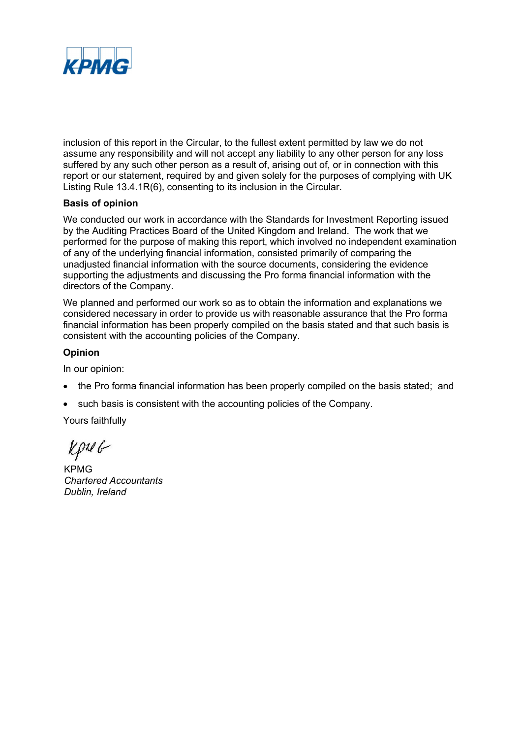inclusion of this report in the Circular, to the fullest extent permitted by law we do not assume any responsibility and will not accept any liability to any other person for any loss suffered by any such other person as a result of, arising out of, or in connection with this report or our statement, required by and given solely for the purposes of complying with UK Listing Rule 13.4.1R(6), consenting to its inclusion in the Circular.

**Basis of opinion**

We conducted our work in accordance with the Standards for Investment Reporting issued by the Auditing Practices Board of the United Kingdom and Ireland. The work that we performed for the purpose of making this report, which involved no independent examination of any of the underlying financial information, consisted primarily of comparing the unadjusted financial information with the source documents, considering the evidence supporting the adjustments and discussing the Pro forma financial information with the directors of the Company.

We planned and performed our work so as to obtain the information and explanations we considered necessary in order to provide us with reasonable assurance that the Pro forma financial information has been properly compiled on the basis stated and that such basis is consistent with the accounting policies of the Company.

**Opinion**

In our opinion:

- the Pro forma financial information has been properly compiled on the basis stated; and
- such basis is consistent with the accounting policies of the Company.

Yours faithfully

KPMG

KPMG
*Chartered Accountants*
*Dublin, Ireland*